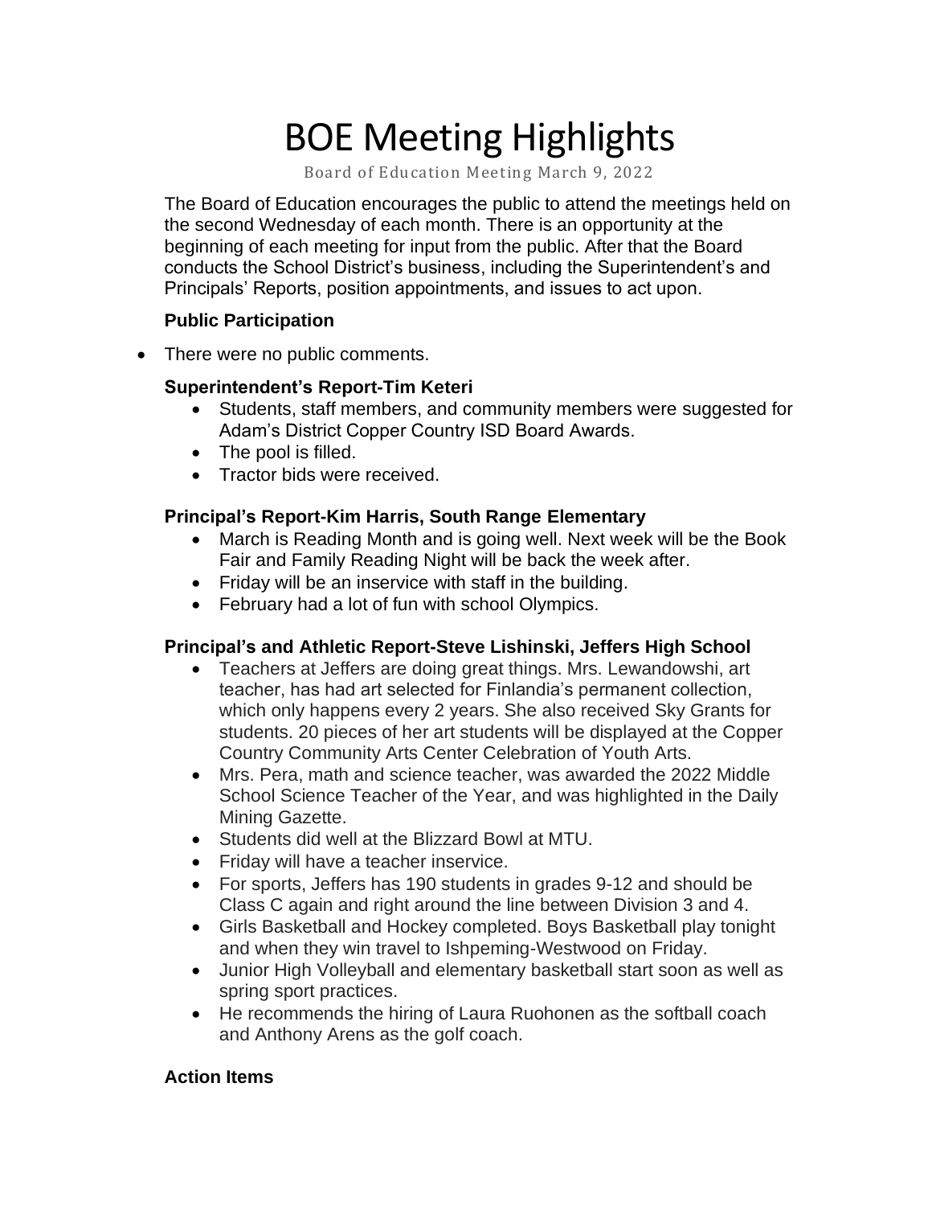# BOE Meeting Highlights

Board of Education Meeting March 9, 2022

The Board of Education encourages the public to attend the meetings held on the second Wednesday of each month. There is an opportunity at the beginning of each meeting for input from the public. After that the Board conducts the School District's business, including the Superintendent's and Principals' Reports, position appointments, and issues to act upon.

**Public Participation**

- There were no public comments.

**Superintendent's Report-Tim Keteri**

- Students, staff members, and community members were suggested for Adam's District Copper Country ISD Board Awards.
- The pool is filled.
- Tractor bids were received.

**Principal's Report-Kim Harris, South Range Elementary**

- March is Reading Month and is going well. Next week will be the Book Fair and Family Reading Night will be back the week after.
- Friday will be an inservice with staff in the building.
- February had a lot of fun with school Olympics.

**Principal's and Athletic Report-Steve Lishinski, Jeffers High School**

- Teachers at Jeffers are doing great things. Mrs. Lewandowshi, art teacher, has had art selected for Finlandia's permanent collection, which only happens every 2 years. She also received Sky Grants for students. 20 pieces of her art students will be displayed at the Copper Country Community Arts Center Celebration of Youth Arts.
- Mrs. Pera, math and science teacher, was awarded the 2022 Middle School Science Teacher of the Year, and was highlighted in the Daily Mining Gazette.
- Students did well at the Blizzard Bowl at MTU.
- Friday will have a teacher inservice.
- For sports, Jeffers has 190 students in grades 9-12 and should be Class C again and right around the line between Division 3 and 4.
- Girls Basketball and Hockey completed. Boys Basketball play tonight and when they win travel to Ishpeming-Westwood on Friday.
- Junior High Volleyball and elementary basketball start soon as well as spring sport practices.
- He recommends the hiring of Laura Ruohonen as the softball coach and Anthony Arens as the golf coach.

**Action Items**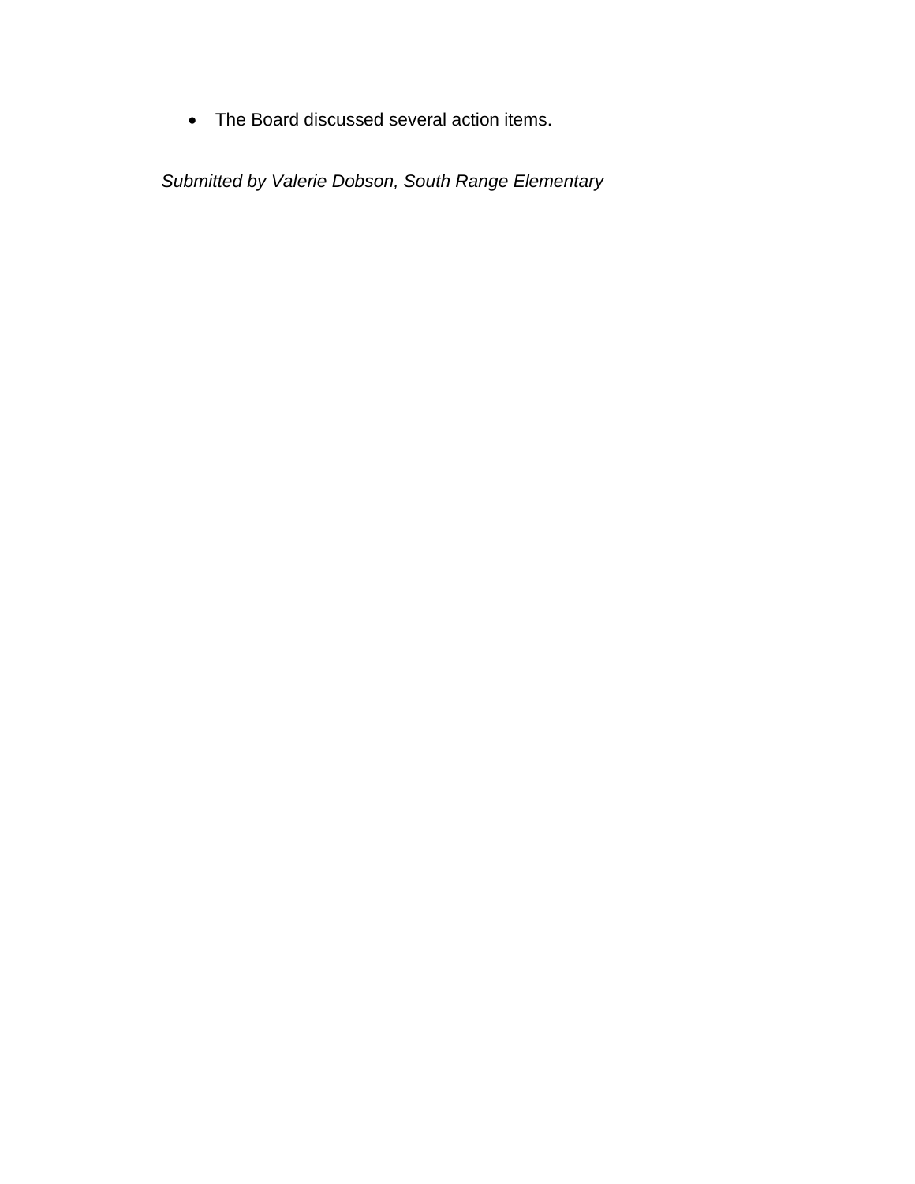- The Board discussed several action items.

*Submitted by Valerie Dobson, South Range Elementary*